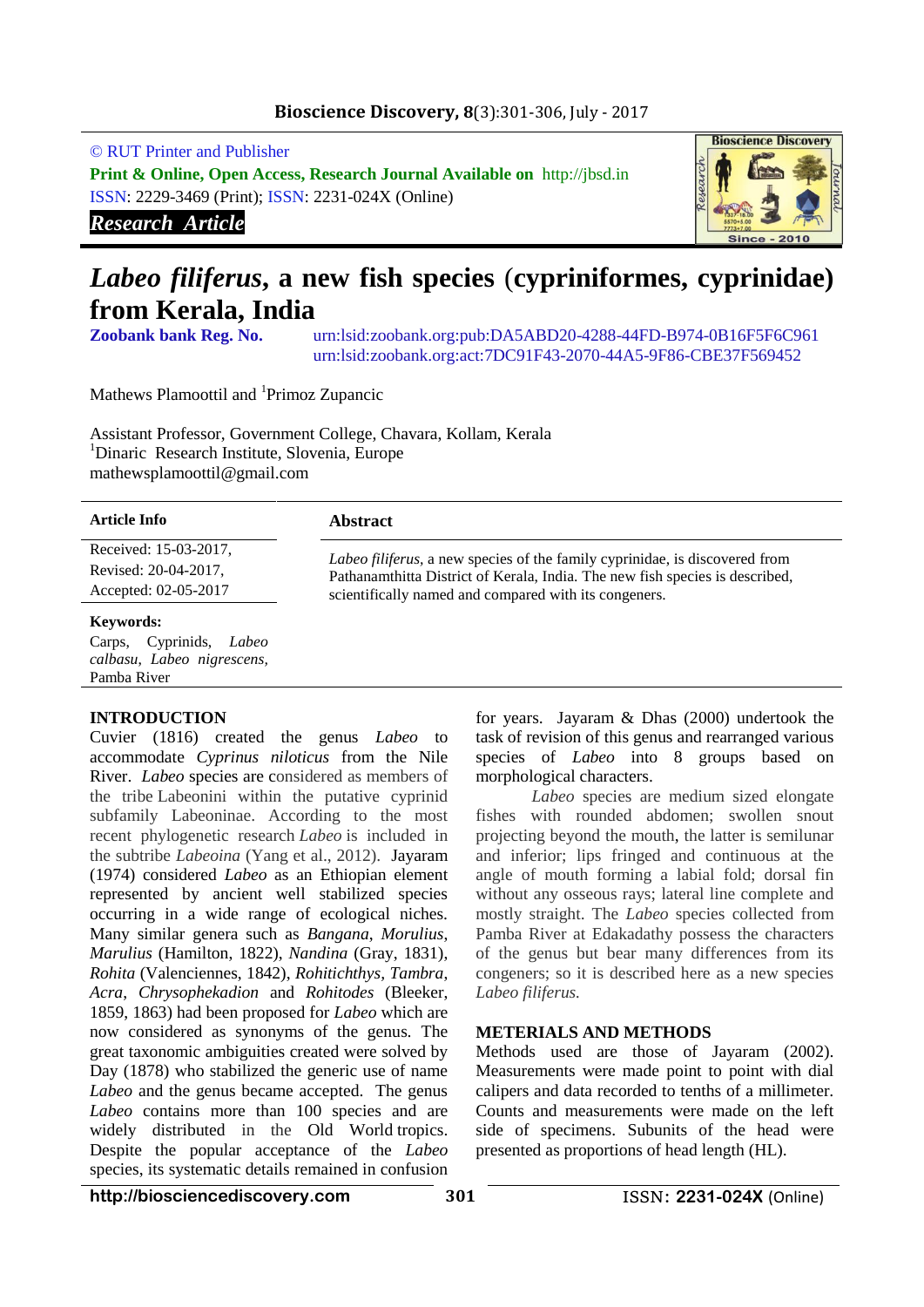© RUT Printer and Publisher

**Print & Online, Open Access, Research Journal Available on** http://jbsd.in

ISSN: 2229-3469 (Print); ISSN: 2231-024X (Online)

***Research Article***

# *Labeo filiferus*, a new fish species (cypriniformes, cyprinidae) from Kerala, India

**Zoobank bank Reg. No.** urn:lsid:zoobank.org:pub:DA5ABD20-4288-44FD-B974-0B16F5F6C961
urn:lsid:zoobank.org:act:7DC91F43-2070-44A5-9F86-CBE37F569452

Mathews Plamoottil and [1]Primoz Zupancic

Assistant Professor, Government College, Chavara, Kollam, Kerala
[1]Dinaric Research Institute, Slovenia, Europe
mathewsplamoottil@gmail.com

**Article Info**

Received: 15-03-2017,
Revised: 20-04-2017,
Accepted: 02-05-2017

**Keywords:**
Carps, Cyprinids, *Labeo calbasu*, *Labeo nigrescens*, Pamba River

**Abstract**

*Labeo filiferus,* a new species of the family cyprinidae, is discovered from Pathanamthitta District of Kerala, India. The new fish species is described, scientifically named and compared with its congeners.

## INTRODUCTION

Cuvier (1816) created the genus *Labeo* to accommodate *Cyprinus niloticus* from the Nile River. *Labeo* species are considered as members of the tribe Labeonini within the putative cyprinid subfamily Labeoninae. According to the most recent phylogenetic research *Labeo* is included in the subtribe *Labeoina* (Yang et al., 2012). Jayaram (1974) considered *Labeo* as an Ethiopian element represented by ancient well stabilized species occurring in a wide range of ecological niches. Many similar genera such as *Bangana*, *Morulius*, *Marulius* (Hamilton, 1822), *Nandina* (Gray, 1831), *Rohita* (Valenciennes, 1842), *Rohitichthys*, *Tambra*, *Acra*, *Chrysophekadion* and *Rohitodes* (Bleeker, 1859, 1863) had been proposed for *Labeo* which are now considered as synonyms of the genus. The great taxonomic ambiguities created were solved by Day (1878) who stabilized the generic use of name *Labeo* and the genus became accepted. The genus *Labeo* contains more than 100 species and are widely distributed in the Old World tropics. Despite the popular acceptance of the *Labeo* species, its systematic details remained in confusion for years. Jayaram & Dhas (2000) undertook the task of revision of this genus and rearranged various species of *Labeo* into 8 groups based on morphological characters.

*Labeo* species are medium sized elongate fishes with rounded abdomen; swollen snout projecting beyond the mouth, the latter is semilunar and inferior; lips fringed and continuous at the angle of mouth forming a labial fold; dorsal fin without any osseous rays; lateral line complete and mostly straight. The *Labeo* species collected from Pamba River at Edakadathy possess the characters of the genus but bear many differences from its congeners; so it is described here as a new species *Labeo filiferus.*

## METERIALS AND METHODS

Methods used are those of Jayaram (2002). Measurements were made point to point with dial calipers and data recorded to tenths of a millimeter. Counts and measurements were made on the left side of specimens. Subunits of the head were presented as proportions of head length (HL).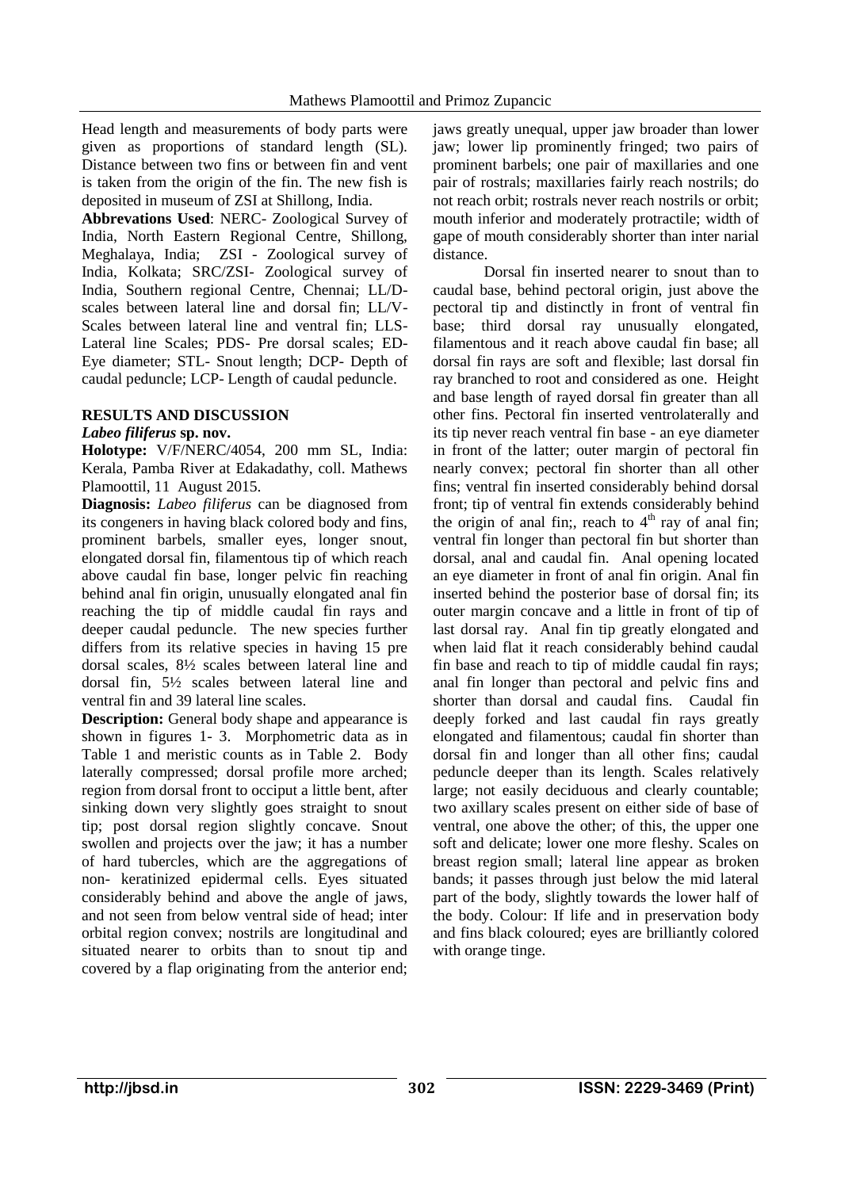Head length and measurements of body parts were given as proportions of standard length (SL). Distance between two fins or between fin and vent is taken from the origin of the fin. The new fish is deposited in museum of ZSI at Shillong, India.

**Abbrevations Used**: NERC- Zoological Survey of India, North Eastern Regional Centre, Shillong, Meghalaya, India; ZSI - Zoological survey of India, Kolkata; SRC/ZSI- Zoological survey of India, Southern regional Centre, Chennai; LL/D- scales between lateral line and dorsal fin; LL/V- Scales between lateral line and ventral fin; LLS- Lateral line Scales; PDS- Pre dorsal scales; ED- Eye diameter; STL- Snout length; DCP- Depth of caudal peduncle; LCP- Length of caudal peduncle.

## RESULTS AND DISCUSSION

### *Labeo filiferus* sp. nov.

**Holotype:** V/F/NERC/4054, 200 mm SL, India: Kerala, Pamba River at Edakadathy, coll. Mathews Plamoottil, 11 August 2015.

**Diagnosis:** *Labeo filiferus* can be diagnosed from its congeners in having black colored body and fins, prominent barbels, smaller eyes, longer snout, elongated dorsal fin, filamentous tip of which reach above caudal fin base, longer pelvic fin reaching behind anal fin origin, unusually elongated anal fin reaching the tip of middle caudal fin rays and deeper caudal peduncle. The new species further differs from its relative species in having 15 pre dorsal scales, 8½ scales between lateral line and dorsal fin, 5½ scales between lateral line and ventral fin and 39 lateral line scales.

**Description:** General body shape and appearance is shown in figures 1- 3. Morphometric data as in Table 1 and meristic counts as in Table 2. Body laterally compressed; dorsal profile more arched; region from dorsal front to occiput a little bent, after sinking down very slightly goes straight to snout tip; post dorsal region slightly concave. Snout swollen and projects over the jaw; it has a number of hard tubercles, which are the aggregations of non- keratinized epidermal cells. Eyes situated considerably behind and above the angle of jaws, and not seen from below ventral side of head; inter orbital region convex; nostrils are longitudinal and situated nearer to orbits than to snout tip and covered by a flap originating from the anterior end; jaws greatly unequal, upper jaw broader than lower jaw; lower lip prominently fringed; two pairs of prominent barbels; one pair of maxillaries and one pair of rostrals; maxillaries fairly reach nostrils; do not reach orbit; rostrals never reach nostrils or orbit; mouth inferior and moderately protractile; width of gape of mouth considerably shorter than inter narial distance.

Dorsal fin inserted nearer to snout than to caudal base, behind pectoral origin, just above the pectoral tip and distinctly in front of ventral fin base; third dorsal ray unusually elongated, filamentous and it reach above caudal fin base; all dorsal fin rays are soft and flexible; last dorsal fin ray branched to root and considered as one. Height and base length of rayed dorsal fin greater than all other fins. Pectoral fin inserted ventrolaterally and its tip never reach ventral fin base - an eye diameter in front of the latter; outer margin of pectoral fin nearly convex; pectoral fin shorter than all other fins; ventral fin inserted considerably behind dorsal front; tip of ventral fin extends considerably behind the origin of anal fin;, reach to 4th ray of anal fin; ventral fin longer than pectoral fin but shorter than dorsal, anal and caudal fin. Anal opening located an eye diameter in front of anal fin origin. Anal fin inserted behind the posterior base of dorsal fin; its outer margin concave and a little in front of tip of last dorsal ray. Anal fin tip greatly elongated and when laid flat it reach considerably behind caudal fin base and reach to tip of middle caudal fin rays; anal fin longer than pectoral and pelvic fins and shorter than dorsal and caudal fins. Caudal fin deeply forked and last caudal fin rays greatly elongated and filamentous; caudal fin shorter than dorsal fin and longer than all other fins; caudal peduncle deeper than its length. Scales relatively large; not easily deciduous and clearly countable; two axillary scales present on either side of base of ventral, one above the other; of this, the upper one soft and delicate; lower one more fleshy. Scales on breast region small; lateral line appear as broken bands; it passes through just below the mid lateral part of the body, slightly towards the lower half of the body. Colour: If life and in preservation body and fins black coloured; eyes are brilliantly colored with orange tinge.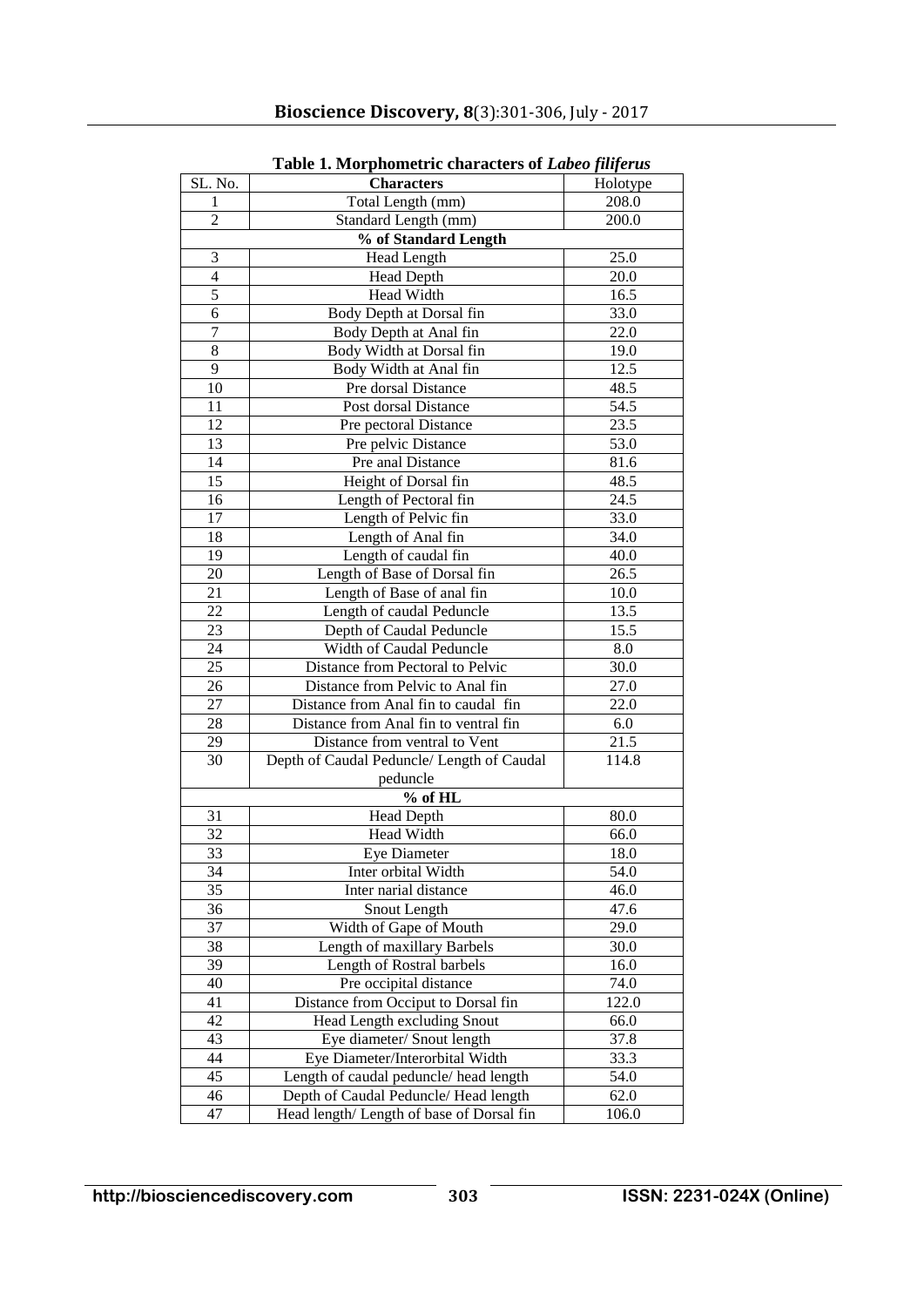**Table 1. Morphometric characters of *Labeo filiferus***

| SL. No. | Characters | Holotype |
|---|---|---|
| 1 | Total Length (mm) | 208.0 |
| 2 | Standard Length (mm) | 200.0 |
| | **% of Standard Length** | |
| 3 | Head Length | 25.0 |
| 4 | Head Depth | 20.0 |
| 5 | Head Width | 16.5 |
| 6 | Body Depth at Dorsal fin | 33.0 |
| 7 | Body Depth at Anal fin | 22.0 |
| 8 | Body Width at Dorsal fin | 19.0 |
| 9 | Body Width at Anal fin | 12.5 |
| 10 | Pre dorsal Distance | 48.5 |
| 11 | Post dorsal Distance | 54.5 |
| 12 | Pre pectoral Distance | 23.5 |
| 13 | Pre pelvic Distance | 53.0 |
| 14 | Pre anal Distance | 81.6 |
| 15 | Height of Dorsal fin | 48.5 |
| 16 | Length of Pectoral fin | 24.5 |
| 17 | Length of Pelvic fin | 33.0 |
| 18 | Length of Anal fin | 34.0 |
| 19 | Length of caudal fin | 40.0 |
| 20 | Length of Base of Dorsal fin | 26.5 |
| 21 | Length of Base of anal fin | 10.0 |
| 22 | Length of caudal Peduncle | 13.5 |
| 23 | Depth of Caudal Peduncle | 15.5 |
| 24 | Width of Caudal Peduncle | 8.0 |
| 25 | Distance from Pectoral to Pelvic | 30.0 |
| 26 | Distance from Pelvic to Anal fin | 27.0 |
| 27 | Distance from Anal fin to caudal fin | 22.0 |
| 28 | Distance from Anal fin to ventral fin | 6.0 |
| 29 | Distance from ventral to Vent | 21.5 |
| 30 | Depth of Caudal Peduncle/ Length of Caudal peduncle | 114.8 |
| | **% of HL** | |
| 31 | Head Depth | 80.0 |
| 32 | Head Width | 66.0 |
| 33 | Eye Diameter | 18.0 |
| 34 | Inter orbital Width | 54.0 |
| 35 | Inter narial distance | 46.0 |
| 36 | Snout Length | 47.6 |
| 37 | Width of Gape of Mouth | 29.0 |
| 38 | Length of maxillary Barbels | 30.0 |
| 39 | Length of Rostral barbels | 16.0 |
| 40 | Pre occipital distance | 74.0 |
| 41 | Distance from Occiput to Dorsal fin | 122.0 |
| 42 | Head Length excluding Snout | 66.0 |
| 43 | Eye diameter/ Snout length | 37.8 |
| 44 | Eye Diameter/Interorbital Width | 33.3 |
| 45 | Length of caudal peduncle/ head length | 54.0 |
| 46 | Depth of Caudal Peduncle/ Head length | 62.0 |
| 47 | Head length/ Length of base of Dorsal fin | 106.0 |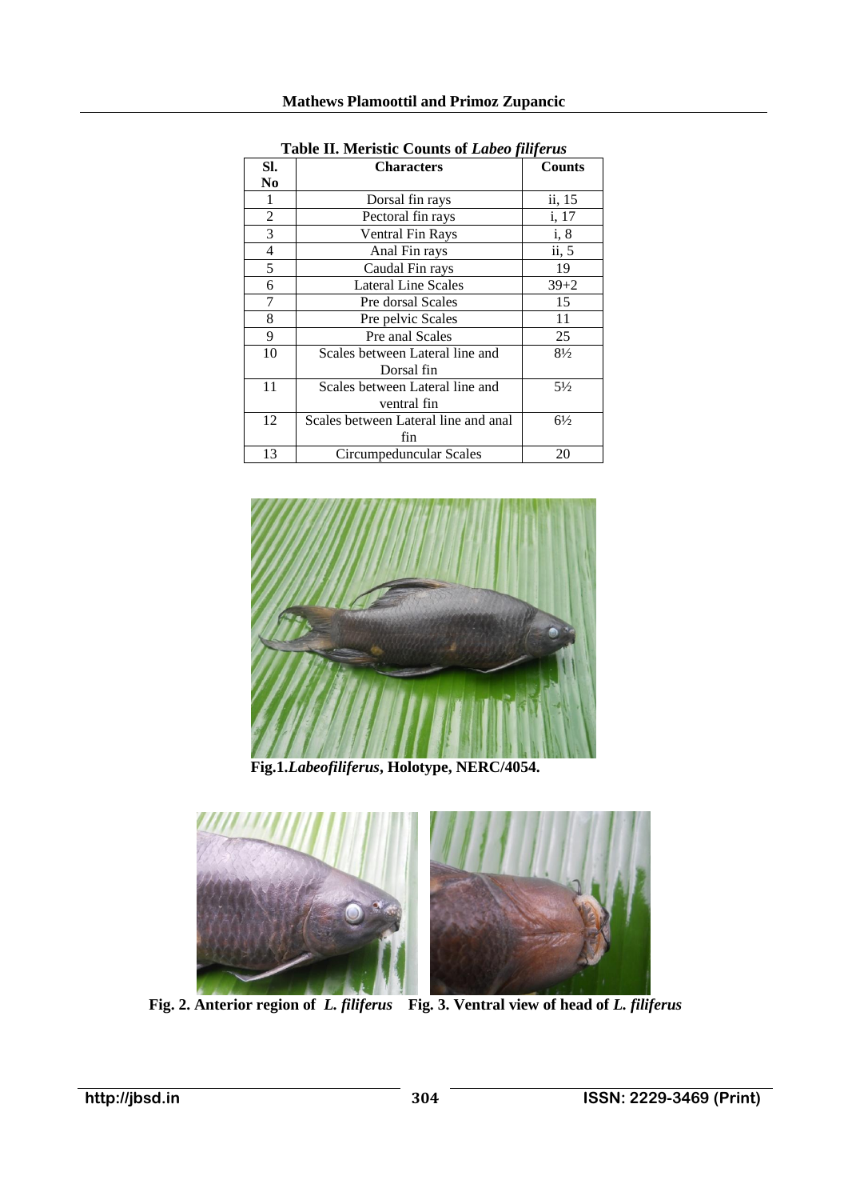**Table II. Meristic Counts of *Labeo filiferus***

| Sl. No | Characters | Counts |
|---|---|---|
| 1 | Dorsal fin rays | ii, 15 |
| 2 | Pectoral fin rays | i, 17 |
| 3 | Ventral Fin Rays | i, 8 |
| 4 | Anal Fin rays | ii, 5 |
| 5 | Caudal Fin rays | 19 |
| 6 | Lateral Line Scales | 39+2 |
| 7 | Pre dorsal Scales | 15 |
| 8 | Pre pelvic Scales | 11 |
| 9 | Pre anal Scales | 25 |
| 10 | Scales between Lateral line and Dorsal fin | 8½ |
| 11 | Scales between Lateral line and ventral fin | 5½ |
| 12 | Scales between Lateral line and anal fin | 6½ |
| 13 | Circumpeduncular Scales | 20 |

**Fig.1.*Labeofiliferus*, Holotype, NERC/4054.**

**Fig. 2. Anterior region of *L. filiferus***

**Fig. 3. Ventral view of head of *L. filiferus***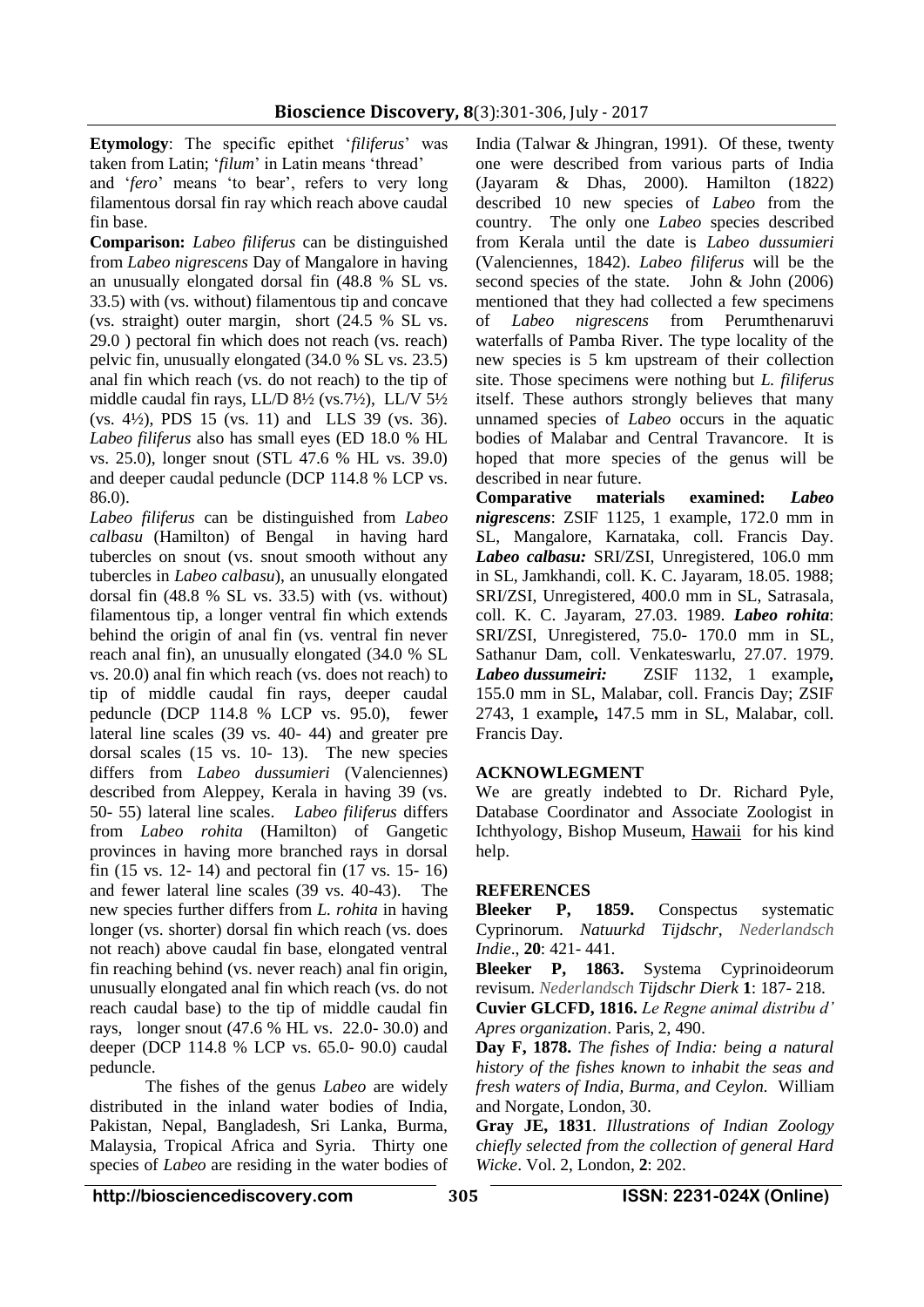**Etymology**: The specific epithet '*filiferus*' was taken from Latin; '*filum*' in Latin means 'thread' and '*fero*' means 'to bear', refers to very long filamentous dorsal fin ray which reach above caudal fin base.

**Comparison:** *Labeo filiferus* can be distinguished from *Labeo nigrescens* Day of Mangalore in having an unusually elongated dorsal fin (48.8 % SL vs. 33.5) with (vs. without) filamentous tip and concave (vs. straight) outer margin, short (24.5 % SL vs. 29.0 ) pectoral fin which does not reach (vs. reach) pelvic fin, unusually elongated (34.0 % SL vs. 23.5) anal fin which reach (vs. do not reach) to the tip of middle caudal fin rays, LL/D 8½ (vs.7½), LL/V 5½ (vs. 4½), PDS 15 (vs. 11) and LLS 39 (vs. 36). *Labeo filiferus* also has small eyes (ED 18.0 % HL vs. 25.0), longer snout (STL 47.6 % HL vs. 39.0) and deeper caudal peduncle (DCP 114.8 % LCP vs. 86.0).

*Labeo filiferus* can be distinguished from *Labeo calbasu* (Hamilton) of Bengal in having hard tubercles on snout (vs. snout smooth without any tubercles in *Labeo calbasu*), an unusually elongated dorsal fin (48.8 % SL vs. 33.5) with (vs. without) filamentous tip, a longer ventral fin which extends behind the origin of anal fin (vs. ventral fin never reach anal fin), an unusually elongated (34.0 % SL vs. 20.0) anal fin which reach (vs. does not reach) to tip of middle caudal fin rays, deeper caudal peduncle (DCP 114.8 % LCP vs. 95.0), fewer lateral line scales (39 vs. 40- 44) and greater pre dorsal scales (15 vs. 10- 13). The new species differs from *Labeo dussumieri* (Valenciennes) described from Aleppey, Kerala in having 39 (vs. 50- 55) lateral line scales. *Labeo filiferus* differs from *Labeo rohita* (Hamilton) of Gangetic provinces in having more branched rays in dorsal fin (15 vs. 12- 14) and pectoral fin (17 vs. 15- 16) and fewer lateral line scales (39 vs. 40-43). The new species further differs from *L. rohita* in having longer (vs. shorter) dorsal fin which reach (vs. does not reach) above caudal fin base, elongated ventral fin reaching behind (vs. never reach) anal fin origin, unusually elongated anal fin which reach (vs. do not reach caudal base) to the tip of middle caudal fin rays, longer snout (47.6 % HL vs. 22.0- 30.0) and deeper (DCP 114.8 % LCP vs. 65.0- 90.0) caudal peduncle.

The fishes of the genus *Labeo* are widely distributed in the inland water bodies of India, Pakistan, Nepal, Bangladesh, Sri Lanka, Burma, Malaysia, Tropical Africa and Syria. Thirty one species of *Labeo* are residing in the water bodies of India (Talwar & Jhingran, 1991). Of these, twenty one were described from various parts of India (Jayaram & Dhas, 2000). Hamilton (1822) described 10 new species of *Labeo* from the country. The only one *Labeo* species described from Kerala until the date is *Labeo dussumieri* (Valenciennes, 1842). *Labeo filiferus* will be the second species of the state. John & John (2006) mentioned that they had collected a few specimens of *Labeo nigrescens* from Perumthenaruvi waterfalls of Pamba River. The type locality of the new species is 5 km upstream of their collection site. Those specimens were nothing but *L. filiferus* itself. These authors strongly believes that many unnamed species of *Labeo* occurs in the aquatic bodies of Malabar and Central Travancore. It is hoped that more species of the genus will be described in near future.

**Comparative materials examined:** ***Labeo nigrescens***: ZSIF 1125, 1 example, 172.0 mm in SL, Mangalore, Karnataka, coll. Francis Day. ***Labeo calbasu:*** SRI/ZSI, Unregistered, 106.0 mm in SL, Jamkhandi, coll. K. C. Jayaram, 18.05. 1988; SRI/ZSI, Unregistered, 400.0 mm in SL, Satrasala, coll. K. C. Jayaram, 27.03. 1989. ***Labeo rohita***: SRI/ZSI, Unregistered, 75.0- 170.0 mm in SL, Sathanur Dam, coll. Venkateswarlu, 27.07. 1979. ***Labeo dussumeiri:*** ZSIF 1132, 1 example**,** 155.0 mm in SL, Malabar, coll. Francis Day; ZSIF 2743, 1 example**,** 147.5 mm in SL, Malabar, coll. Francis Day.

## ACKNOWLEGMENT

We are greatly indebted to Dr. Richard Pyle, Database Coordinator and Associate Zoologist in Ichthyology, Bishop Museum, Hawaii for his kind help.

## REFERENCES

**Bleeker P, 1859.** Conspectus systematic Cyprinorum. *Natuurkd Tijdschr, Nederlandsch Indie*., **20**: 421- 441.

**Bleeker P, 1863.** Systema Cyprinoideorum revisum. *Nederlandsch Tijdschr Dierk* **1**: 187- 218.

**Cuvier GLCFD, 1816.** *Le Regne animal distribu d' Apres organization*. Paris, 2, 490.

**Day F, 1878.** *The fishes of India: being a natural history of the fishes known to inhabit the seas and fresh waters of India, Burma, and Ceylon.* William and Norgate, London, 30.

**Gray JE, 1831**. *Illustrations of Indian Zoology chiefly selected from the collection of general Hard Wicke*. Vol. 2, London, **2**: 202.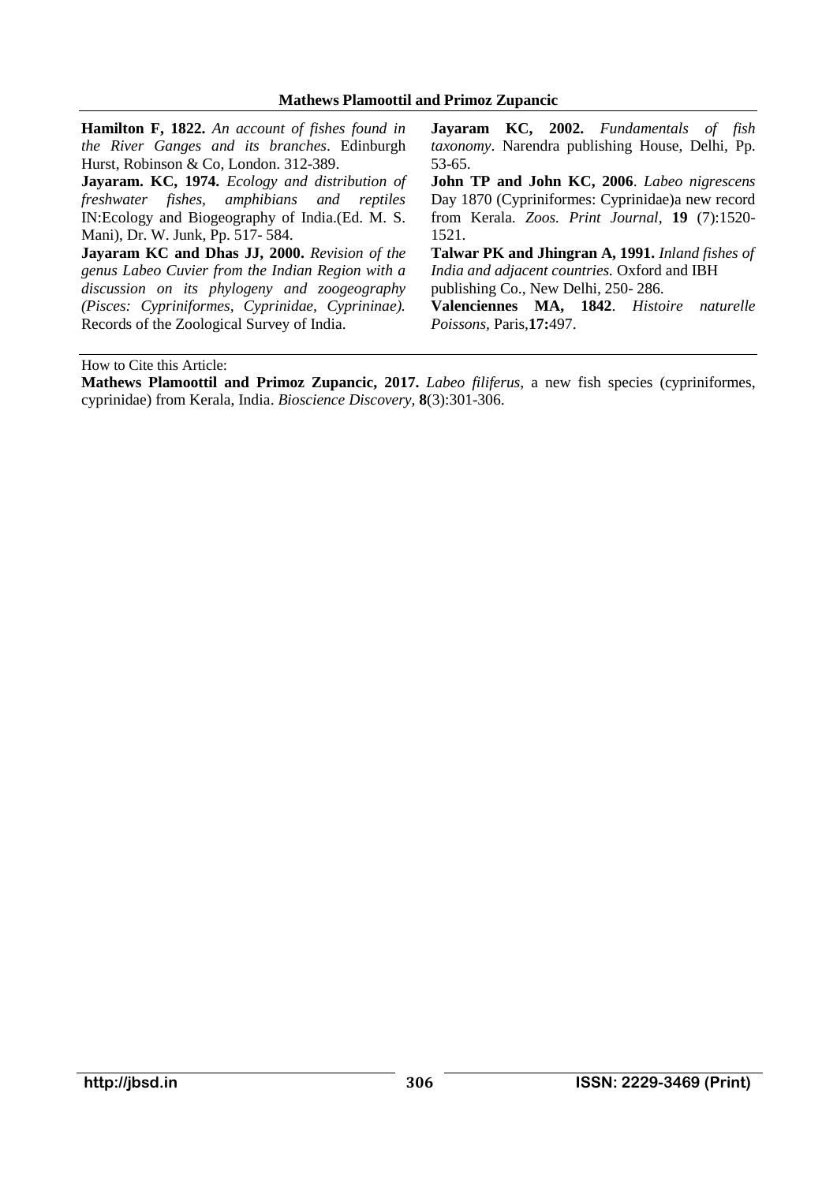**Hamilton F, 1822.** *An account of fishes found in the River Ganges and its branches*. Edinburgh Hurst, Robinson & Co, London. 312-389.

**Jayaram. KC, 1974.** *Ecology and distribution of freshwater fishes, amphibians and reptiles* IN:Ecology and Biogeography of India.(Ed. M. S. Mani), Dr. W. Junk, Pp. 517- 584.

**Jayaram KC and Dhas JJ, 2000.** *Revision of the genus Labeo Cuvier from the Indian Region with a discussion on its phylogeny and zoogeography (Pisces: Cypriniformes, Cyprinidae, Cyprininae).* Records of the Zoological Survey of India.

**Jayaram KC, 2002.** *Fundamentals of fish taxonomy*. Narendra publishing House, Delhi, Pp. 53-65.

**John TP and John KC, 2006**. *Labeo nigrescens* Day 1870 (Cypriniformes: Cyprinidae)a new record from Kerala. *Zoos. Print Journal*, **19** (7):1520-1521.

**Talwar PK and Jhingran A, 1991.** *Inland fishes of India and adjacent countries.* Oxford and IBH publishing Co., New Delhi, 250- 286.

**Valenciennes MA, 1842**. *Histoire naturelle Poissons*, Paris,**17:**497.

How to Cite this Article:

**Mathews Plamoottil and Primoz Zupancic, 2017.** *Labeo filiferus*, a new fish species (cypriniformes, cyprinidae) from Kerala, India. *Bioscience Discovery,* **8**(3):301-306.